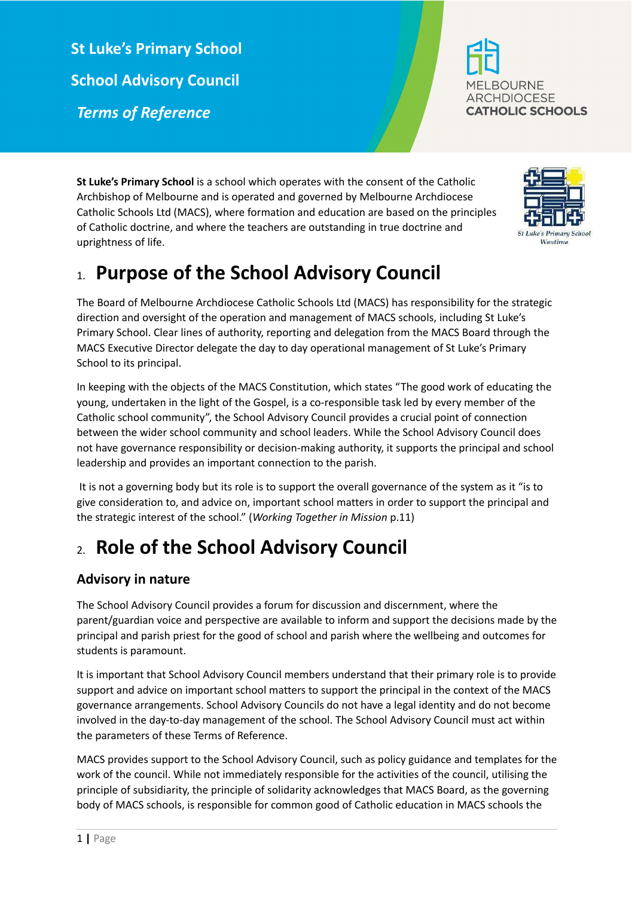# St Luke's Primary School

# School Advisory Council

# *Terms of Reference*

MELBOURNE ARCHDIOCESE CATHOLIC SCHOOLS

**St Luke's Primary School** is a school which operates with the consent of the Catholic Archbishop of Melbourne and is operated and governed by Melbourne Archdiocese Catholic Schools Ltd (MACS), where formation and education are based on the principles of Catholic doctrine, and where the teachers are outstanding in true doctrine and uprightness of life.

St Luke's Primary School Wantirna

## 1. Purpose of the School Advisory Council

The Board of Melbourne Archdiocese Catholic Schools Ltd (MACS) has responsibility for the strategic direction and oversight of the operation and management of MACS schools, including St Luke's Primary School. Clear lines of authority, reporting and delegation from the MACS Board through the MACS Executive Director delegate the day to day operational management of St Luke's Primary School to its principal.

In keeping with the objects of the MACS Constitution, which states "The good work of educating the young, undertaken in the light of the Gospel, is a co-responsible task led by every member of the Catholic school community", the School Advisory Council provides a crucial point of connection between the wider school community and school leaders. While the School Advisory Council does not have governance responsibility or decision-making authority, it supports the principal and school leadership and provides an important connection to the parish.

It is not a governing body but its role is to support the overall governance of the system as it "is to give consideration to, and advice on, important school matters in order to support the principal and the strategic interest of the school." (*Working Together in Mission* p.11)

## 2. Role of the School Advisory Council

### Advisory in nature

The School Advisory Council provides a forum for discussion and discernment, where the parent/guardian voice and perspective are available to inform and support the decisions made by the principal and parish priest for the good of school and parish where the wellbeing and outcomes for students is paramount.

It is important that School Advisory Council members understand that their primary role is to provide support and advice on important school matters to support the principal in the context of the MACS governance arrangements. School Advisory Councils do not have a legal identity and do not become involved in the day-to-day management of the school. The School Advisory Council must act within the parameters of these Terms of Reference.

MACS provides support to the School Advisory Council, such as policy guidance and templates for the work of the council. While not immediately responsible for the activities of the council, utilising the principle of subsidiarity, the principle of solidarity acknowledges that MACS Board, as the governing body of MACS schools, is responsible for common good of Catholic education in MACS schools the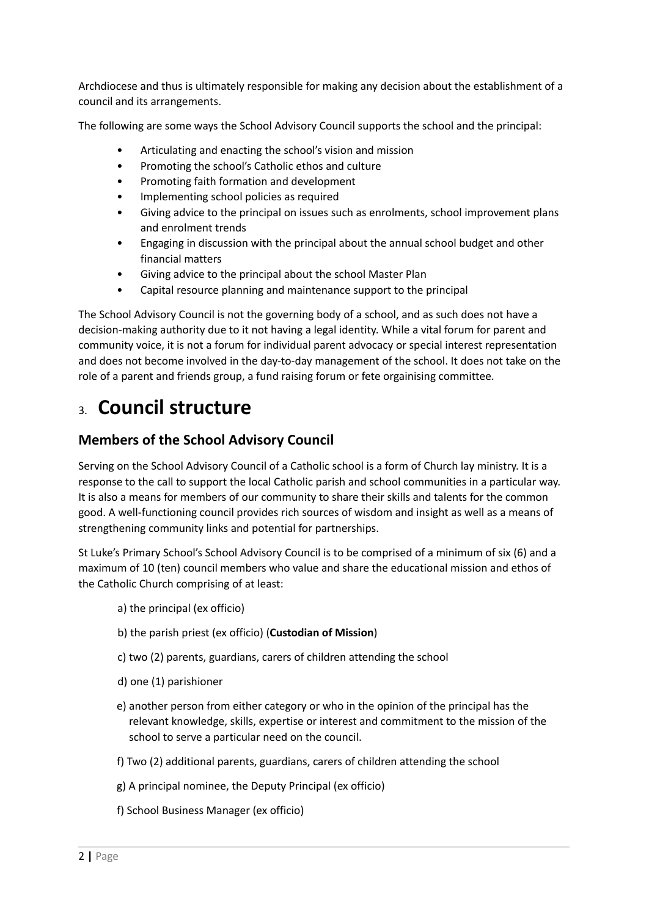Archdiocese and thus is ultimately responsible for making any decision about the establishment of a council and its arrangements.

The following are some ways the School Advisory Council supports the school and the principal:

- Articulating and enacting the school's vision and mission
- Promoting the school's Catholic ethos and culture
- Promoting faith formation and development
- Implementing school policies as required
- Giving advice to the principal on issues such as enrolments, school improvement plans and enrolment trends
- Engaging in discussion with the principal about the annual school budget and other financial matters
- Giving advice to the principal about the school Master Plan
- Capital resource planning and maintenance support to the principal

The School Advisory Council is not the governing body of a school, and as such does not have a decision-making authority due to it not having a legal identity. While a vital forum for parent and community voice, it is not a forum for individual parent advocacy or special interest representation and does not become involved in the day-to-day management of the school. It does not take on the role of a parent and friends group, a fund raising forum or fete orgainising committee.

# 3. Council structure

## Members of the School Advisory Council

Serving on the School Advisory Council of a Catholic school is a form of Church lay ministry. It is a response to the call to support the local Catholic parish and school communities in a particular way. It is also a means for members of our community to share their skills and talents for the common good. A well-functioning council provides rich sources of wisdom and insight as well as a means of strengthening community links and potential for partnerships.

St Luke's Primary School's School Advisory Council is to be comprised of a minimum of six (6) and a maximum of 10 (ten) council members who value and share the educational mission and ethos of the Catholic Church comprising of at least:

a) the principal (ex officio)

b) the parish priest (ex officio) (**Custodian of Mission**)

c) two (2) parents, guardians, carers of children attending the school

d) one (1) parishioner

e) another person from either category or who in the opinion of the principal has the relevant knowledge, skills, expertise or interest and commitment to the mission of the school to serve a particular need on the council.

f) Two (2) additional parents, guardians, carers of children attending the school

g) A principal nominee, the Deputy Principal (ex officio)

f) School Business Manager (ex officio)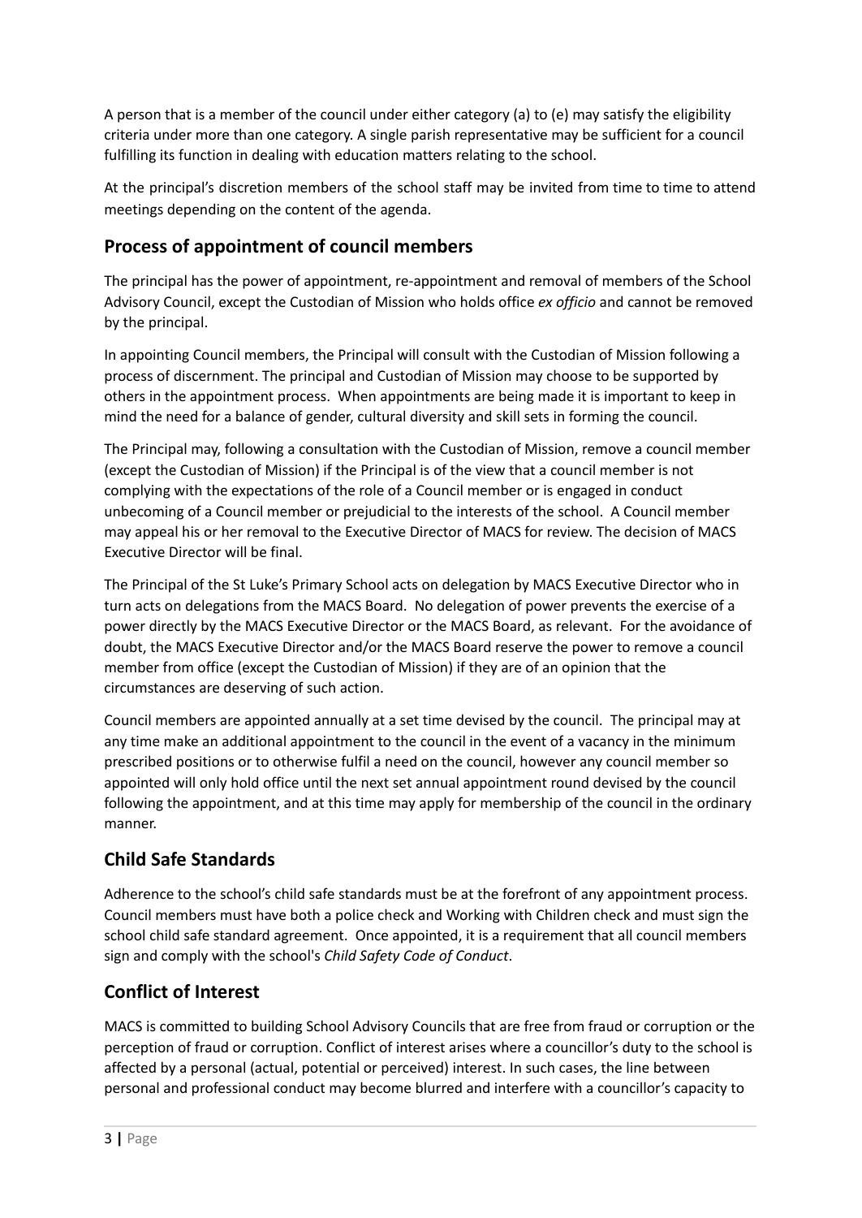A person that is a member of the council under either category (a) to (e) may satisfy the eligibility criteria under more than one category. A single parish representative may be sufficient for a council fulfilling its function in dealing with education matters relating to the school.

At the principal's discretion members of the school staff may be invited from time to time to attend meetings depending on the content of the agenda.

## Process of appointment of council members

The principal has the power of appointment, re-appointment and removal of members of the School Advisory Council, except the Custodian of Mission who holds office *ex officio* and cannot be removed by the principal.

In appointing Council members, the Principal will consult with the Custodian of Mission following a process of discernment. The principal and Custodian of Mission may choose to be supported by others in the appointment process. When appointments are being made it is important to keep in mind the need for a balance of gender, cultural diversity and skill sets in forming the council.

The Principal may, following a consultation with the Custodian of Mission, remove a council member (except the Custodian of Mission) if the Principal is of the view that a council member is not complying with the expectations of the role of a Council member or is engaged in conduct unbecoming of a Council member or prejudicial to the interests of the school. A Council member may appeal his or her removal to the Executive Director of MACS for review. The decision of MACS Executive Director will be final.

The Principal of the St Luke's Primary School acts on delegation by MACS Executive Director who in turn acts on delegations from the MACS Board. No delegation of power prevents the exercise of a power directly by the MACS Executive Director or the MACS Board, as relevant. For the avoidance of doubt, the MACS Executive Director and/or the MACS Board reserve the power to remove a council member from office (except the Custodian of Mission) if they are of an opinion that the circumstances are deserving of such action.

Council members are appointed annually at a set time devised by the council. The principal may at any time make an additional appointment to the council in the event of a vacancy in the minimum prescribed positions or to otherwise fulfil a need on the council, however any council member so appointed will only hold office until the next set annual appointment round devised by the council following the appointment, and at this time may apply for membership of the council in the ordinary manner.

## Child Safe Standards

Adherence to the school's child safe standards must be at the forefront of any appointment process. Council members must have both a police check and Working with Children check and must sign the school child safe standard agreement. Once appointed, it is a requirement that all council members sign and comply with the school's *Child Safety Code of Conduct*.

## Conflict of Interest

MACS is committed to building School Advisory Councils that are free from fraud or corruption or the perception of fraud or corruption. Conflict of interest arises where a councillor's duty to the school is affected by a personal (actual, potential or perceived) interest. In such cases, the line between personal and professional conduct may become blurred and interfere with a councillor's capacity to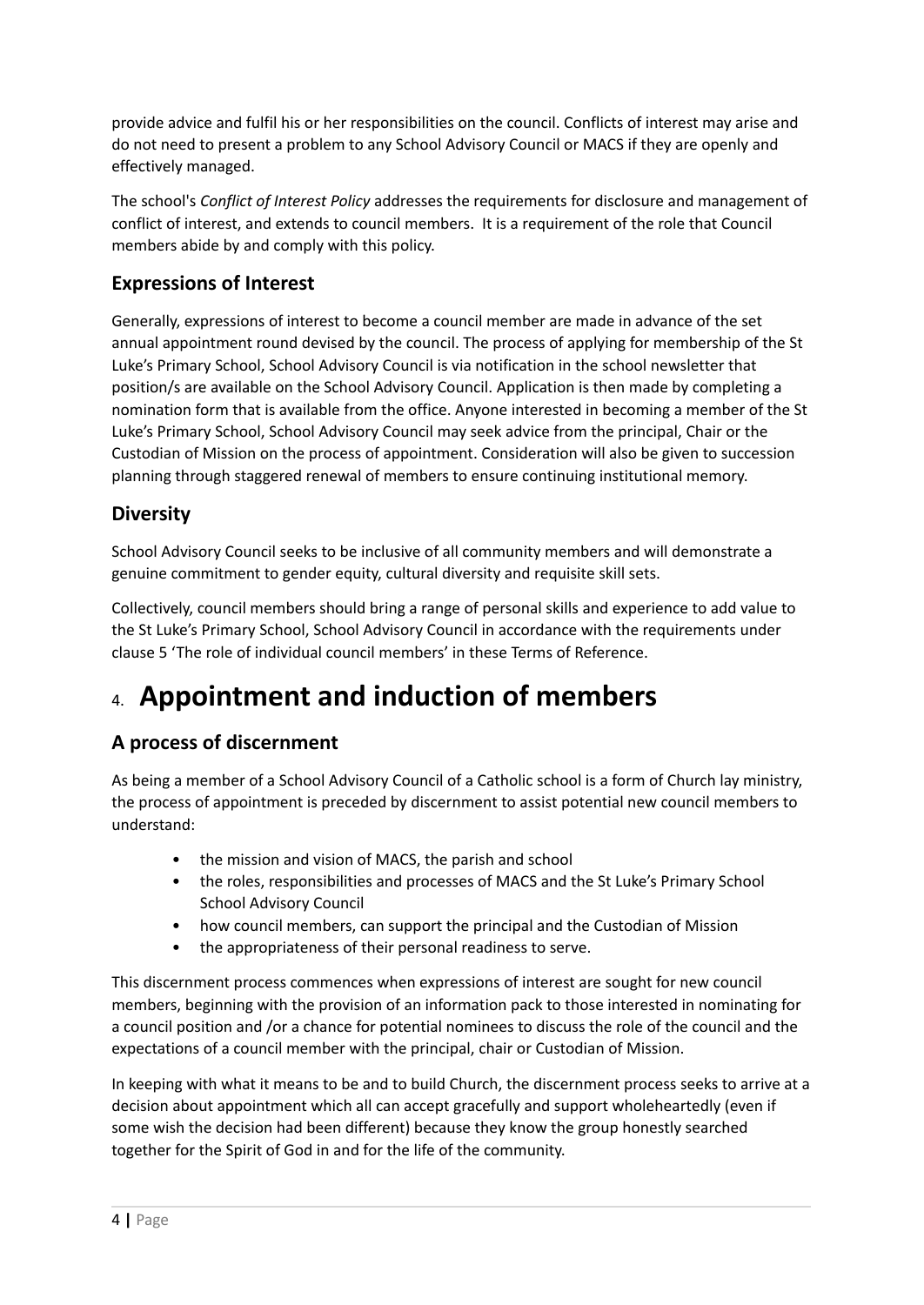provide advice and fulfil his or her responsibilities on the council. Conflicts of interest may arise and do not need to present a problem to any School Advisory Council or MACS if they are openly and effectively managed.

The school's *Conflict of Interest Policy* addresses the requirements for disclosure and management of conflict of interest, and extends to council members. It is a requirement of the role that Council members abide by and comply with this policy.

## Expressions of Interest

Generally, expressions of interest to become a council member are made in advance of the set annual appointment round devised by the council. The process of applying for membership of the St Luke's Primary School, School Advisory Council is via notification in the school newsletter that position/s are available on the School Advisory Council. Application is then made by completing a nomination form that is available from the office. Anyone interested in becoming a member of the St Luke's Primary School, School Advisory Council may seek advice from the principal, Chair or the Custodian of Mission on the process of appointment. Consideration will also be given to succession planning through staggered renewal of members to ensure continuing institutional memory.

## Diversity

School Advisory Council seeks to be inclusive of all community members and will demonstrate a genuine commitment to gender equity, cultural diversity and requisite skill sets.

Collectively, council members should bring a range of personal skills and experience to add value to the St Luke's Primary School, School Advisory Council in accordance with the requirements under clause 5 'The role of individual council members' in these Terms of Reference.

# 4. Appointment and induction of members

## A process of discernment

As being a member of a School Advisory Council of a Catholic school is a form of Church lay ministry, the process of appointment is preceded by discernment to assist potential new council members to understand:

- the mission and vision of MACS, the parish and school
- the roles, responsibilities and processes of MACS and the St Luke's Primary School School Advisory Council
- how council members, can support the principal and the Custodian of Mission
- the appropriateness of their personal readiness to serve.

This discernment process commences when expressions of interest are sought for new council members, beginning with the provision of an information pack to those interested in nominating for a council position and /or a chance for potential nominees to discuss the role of the council and the expectations of a council member with the principal, chair or Custodian of Mission.

In keeping with what it means to be and to build Church, the discernment process seeks to arrive at a decision about appointment which all can accept gracefully and support wholeheartedly (even if some wish the decision had been different) because they know the group honestly searched together for the Spirit of God in and for the life of the community.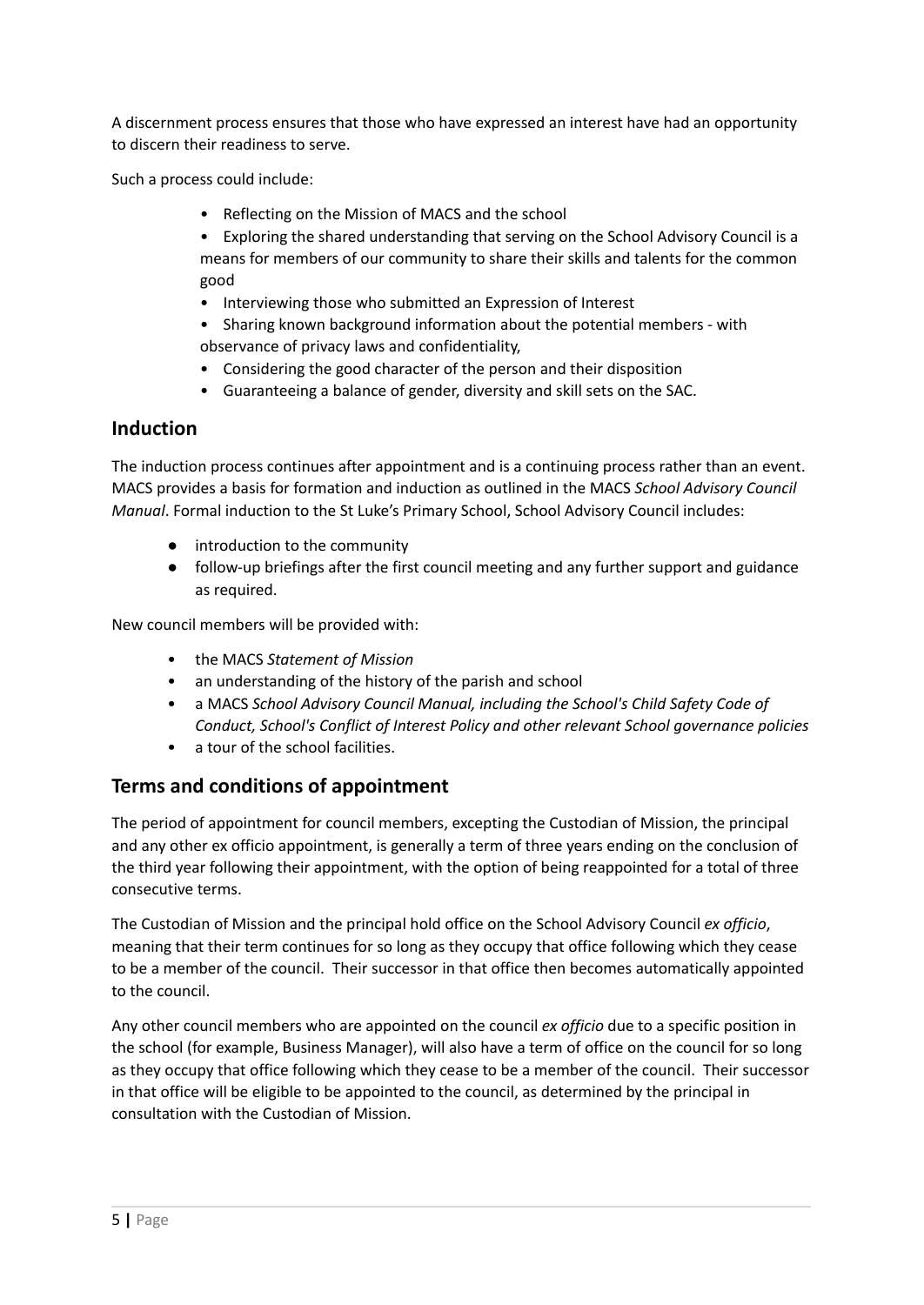A discernment process ensures that those who have expressed an interest have had an opportunity to discern their readiness to serve.

Such a process could include:

- Reflecting on the Mission of MACS and the school
- Exploring the shared understanding that serving on the School Advisory Council is a means for members of our community to share their skills and talents for the common good
- Interviewing those who submitted an Expression of Interest
- Sharing known background information about the potential members - with observance of privacy laws and confidentiality,
- Considering the good character of the person and their disposition
- Guaranteeing a balance of gender, diversity and skill sets on the SAC.

## Induction

The induction process continues after appointment and is a continuing process rather than an event. MACS provides a basis for formation and induction as outlined in the MACS *School Advisory Council Manual*. Formal induction to the St Luke's Primary School, School Advisory Council includes:

- introduction to the community
- follow-up briefings after the first council meeting and any further support and guidance as required.

New council members will be provided with:

- the MACS *Statement of Mission*
- an understanding of the history of the parish and school
- a MACS *School Advisory Council Manual, including the School's Child Safety Code of Conduct, School's Conflict of Interest Policy and other relevant School governance policies*
- a tour of the school facilities.

## Terms and conditions of appointment

The period of appointment for council members, excepting the Custodian of Mission, the principal and any other ex officio appointment, is generally a term of three years ending on the conclusion of the third year following their appointment, with the option of being reappointed for a total of three consecutive terms.

The Custodian of Mission and the principal hold office on the School Advisory Council *ex officio*, meaning that their term continues for so long as they occupy that office following which they cease to be a member of the council. Their successor in that office then becomes automatically appointed to the council.

Any other council members who are appointed on the council *ex officio* due to a specific position in the school (for example, Business Manager), will also have a term of office on the council for so long as they occupy that office following which they cease to be a member of the council. Their successor in that office will be eligible to be appointed to the council, as determined by the principal in consultation with the Custodian of Mission.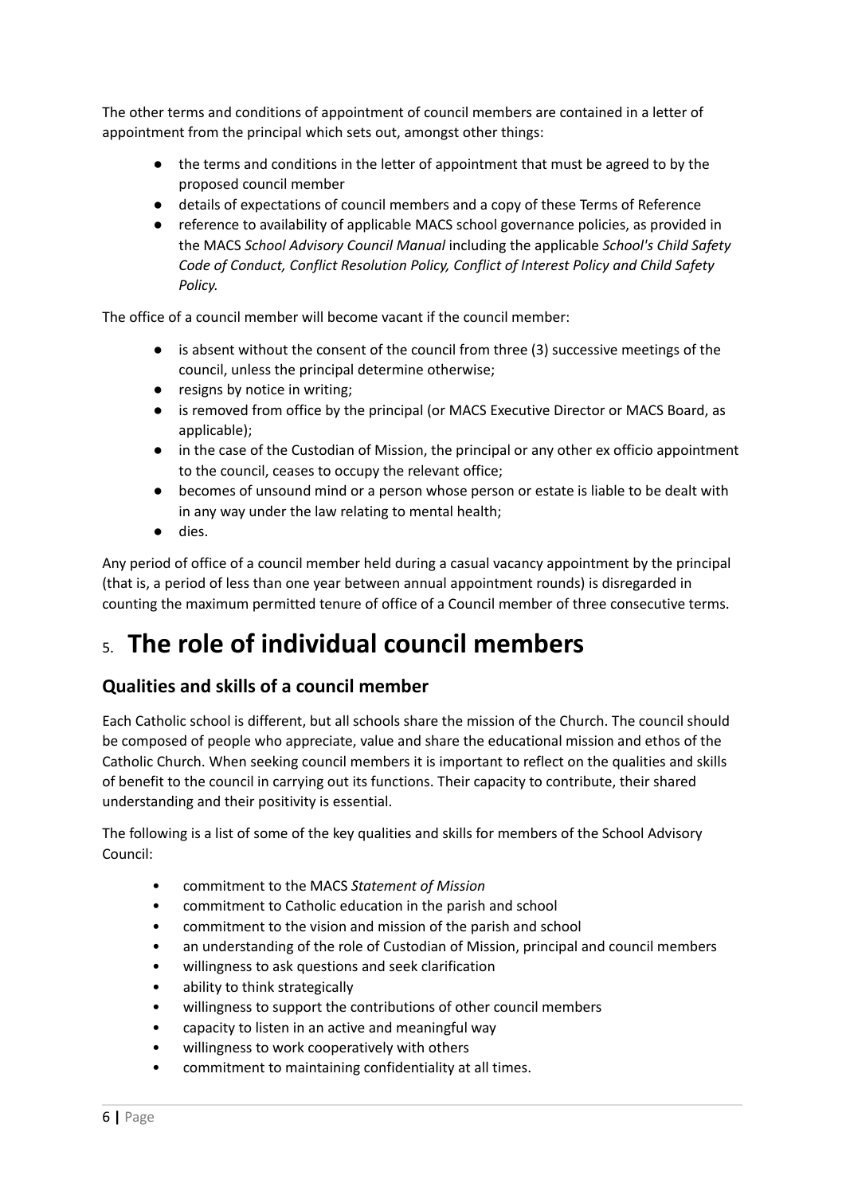The other terms and conditions of appointment of council members are contained in a letter of appointment from the principal which sets out, amongst other things:

- the terms and conditions in the letter of appointment that must be agreed to by the proposed council member
- details of expectations of council members and a copy of these Terms of Reference
- reference to availability of applicable MACS school governance policies, as provided in the MACS *School Advisory Council Manual* including the applicable *School's Child Safety Code of Conduct, Conflict Resolution Policy, Conflict of Interest Policy and Child Safety Policy.*

The office of a council member will become vacant if the council member:

- is absent without the consent of the council from three (3) successive meetings of the council, unless the principal determine otherwise;
- resigns by notice in writing;
- is removed from office by the principal (or MACS Executive Director or MACS Board, as applicable);
- in the case of the Custodian of Mission, the principal or any other ex officio appointment to the council, ceases to occupy the relevant office;
- becomes of unsound mind or a person whose person or estate is liable to be dealt with in any way under the law relating to mental health;
- dies.

Any period of office of a council member held during a casual vacancy appointment by the principal (that is, a period of less than one year between annual appointment rounds) is disregarded in counting the maximum permitted tenure of office of a Council member of three consecutive terms.

# 5. The role of individual council members

## Qualities and skills of a council member

Each Catholic school is different, but all schools share the mission of the Church. The council should be composed of people who appreciate, value and share the educational mission and ethos of the Catholic Church. When seeking council members it is important to reflect on the qualities and skills of benefit to the council in carrying out its functions. Their capacity to contribute, their shared understanding and their positivity is essential.

The following is a list of some of the key qualities and skills for members of the School Advisory Council:

- commitment to the MACS *Statement of Mission*
- commitment to Catholic education in the parish and school
- commitment to the vision and mission of the parish and school
- an understanding of the role of Custodian of Mission, principal and council members
- willingness to ask questions and seek clarification
- ability to think strategically
- willingness to support the contributions of other council members
- capacity to listen in an active and meaningful way
- willingness to work cooperatively with others
- commitment to maintaining confidentiality at all times.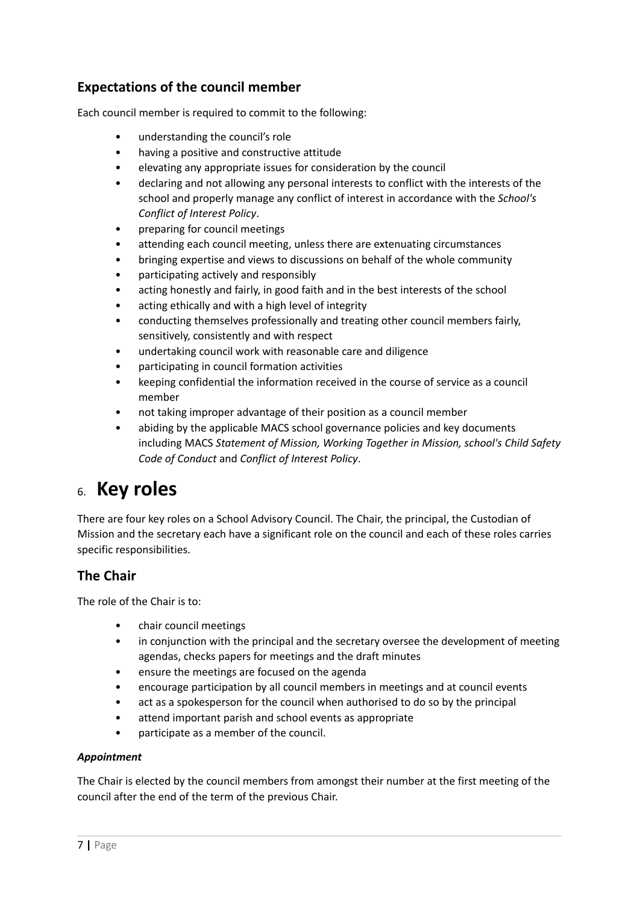## Expectations of the council member

Each council member is required to commit to the following:

- understanding the council's role
- having a positive and constructive attitude
- elevating any appropriate issues for consideration by the council
- declaring and not allowing any personal interests to conflict with the interests of the school and properly manage any conflict of interest in accordance with the *School's Conflict of Interest Policy*.
- preparing for council meetings
- attending each council meeting, unless there are extenuating circumstances
- bringing expertise and views to discussions on behalf of the whole community
- participating actively and responsibly
- acting honestly and fairly, in good faith and in the best interests of the school
- acting ethically and with a high level of integrity
- conducting themselves professionally and treating other council members fairly, sensitively, consistently and with respect
- undertaking council work with reasonable care and diligence
- participating in council formation activities
- keeping confidential the information received in the course of service as a council member
- not taking improper advantage of their position as a council member
- abiding by the applicable MACS school governance policies and key documents including MACS *Statement of Mission, Working Together in Mission, school's Child Safety Code of Conduct* and *Conflict of Interest Policy*.

# 6. Key roles

There are four key roles on a School Advisory Council. The Chair, the principal, the Custodian of Mission and the secretary each have a significant role on the council and each of these roles carries specific responsibilities.

## The Chair

The role of the Chair is to:

- chair council meetings
- in conjunction with the principal and the secretary oversee the development of meeting agendas, checks papers for meetings and the draft minutes
- ensure the meetings are focused on the agenda
- encourage participation by all council members in meetings and at council events
- act as a spokesperson for the council when authorised to do so by the principal
- attend important parish and school events as appropriate
- participate as a member of the council.

#### *Appointment*

The Chair is elected by the council members from amongst their number at the first meeting of the council after the end of the term of the previous Chair.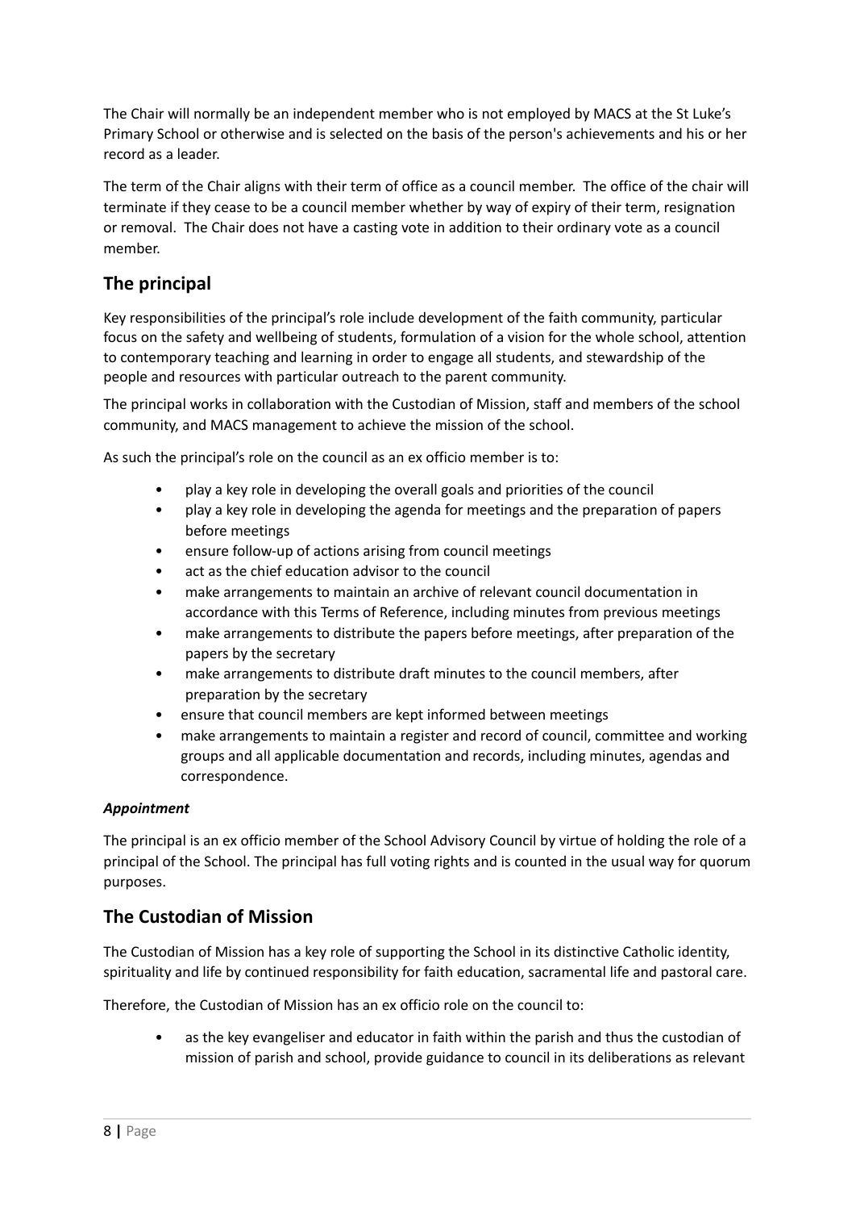The Chair will normally be an independent member who is not employed by MACS at the St Luke's Primary School or otherwise and is selected on the basis of the person's achievements and his or her record as a leader.

The term of the Chair aligns with their term of office as a council member. The office of the chair will terminate if they cease to be a council member whether by way of expiry of their term, resignation or removal. The Chair does not have a casting vote in addition to their ordinary vote as a council member.

## The principal

Key responsibilities of the principal's role include development of the faith community, particular focus on the safety and wellbeing of students, formulation of a vision for the whole school, attention to contemporary teaching and learning in order to engage all students, and stewardship of the people and resources with particular outreach to the parent community.

The principal works in collaboration with the Custodian of Mission, staff and members of the school community, and MACS management to achieve the mission of the school.

As such the principal's role on the council as an ex officio member is to:

- play a key role in developing the overall goals and priorities of the council
- play a key role in developing the agenda for meetings and the preparation of papers before meetings
- ensure follow-up of actions arising from council meetings
- act as the chief education advisor to the council
- make arrangements to maintain an archive of relevant council documentation in accordance with this Terms of Reference, including minutes from previous meetings
- make arrangements to distribute the papers before meetings, after preparation of the papers by the secretary
- make arrangements to distribute draft minutes to the council members, after preparation by the secretary
- ensure that council members are kept informed between meetings
- make arrangements to maintain a register and record of council, committee and working groups and all applicable documentation and records, including minutes, agendas and correspondence.

***Appointment***

The principal is an ex officio member of the School Advisory Council by virtue of holding the role of a principal of the School. The principal has full voting rights and is counted in the usual way for quorum purposes.

## The Custodian of Mission

The Custodian of Mission has a key role of supporting the School in its distinctive Catholic identity, spirituality and life by continued responsibility for faith education, sacramental life and pastoral care.

Therefore, the Custodian of Mission has an ex officio role on the council to:

- as the key evangeliser and educator in faith within the parish and thus the custodian of mission of parish and school, provide guidance to council in its deliberations as relevant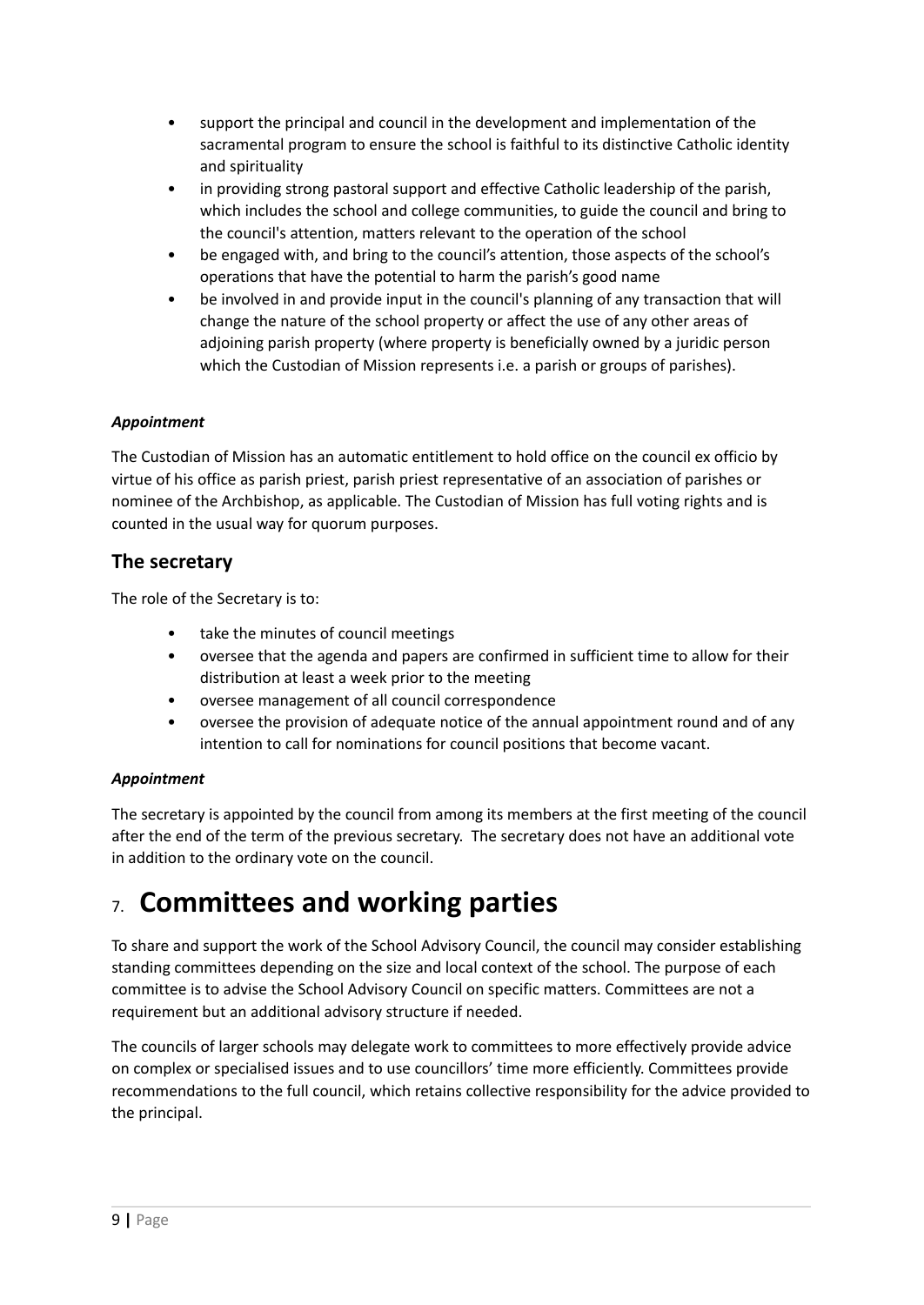- support the principal and council in the development and implementation of the sacramental program to ensure the school is faithful to its distinctive Catholic identity and spirituality
- in providing strong pastoral support and effective Catholic leadership of the parish, which includes the school and college communities, to guide the council and bring to the council's attention, matters relevant to the operation of the school
- be engaged with, and bring to the council's attention, those aspects of the school's operations that have the potential to harm the parish's good name
- be involved in and provide input in the council's planning of any transaction that will change the nature of the school property or affect the use of any other areas of adjoining parish property (where property is beneficially owned by a juridic person which the Custodian of Mission represents i.e. a parish or groups of parishes).

***Appointment***

The Custodian of Mission has an automatic entitlement to hold office on the council ex officio by virtue of his office as parish priest, parish priest representative of an association of parishes or nominee of the Archbishop, as applicable. The Custodian of Mission has full voting rights and is counted in the usual way for quorum purposes.

### The secretary

The role of the Secretary is to:

- take the minutes of council meetings
- oversee that the agenda and papers are confirmed in sufficient time to allow for their distribution at least a week prior to the meeting
- oversee management of all council correspondence
- oversee the provision of adequate notice of the annual appointment round and of any intention to call for nominations for council positions that become vacant.

***Appointment***

The secretary is appointed by the council from among its members at the first meeting of the council after the end of the term of the previous secretary. The secretary does not have an additional vote in addition to the ordinary vote on the council.

## 7. Committees and working parties

To share and support the work of the School Advisory Council, the council may consider establishing standing committees depending on the size and local context of the school. The purpose of each committee is to advise the School Advisory Council on specific matters. Committees are not a requirement but an additional advisory structure if needed.

The councils of larger schools may delegate work to committees to more effectively provide advice on complex or specialised issues and to use councillors' time more efficiently. Committees provide recommendations to the full council, which retains collective responsibility for the advice provided to the principal.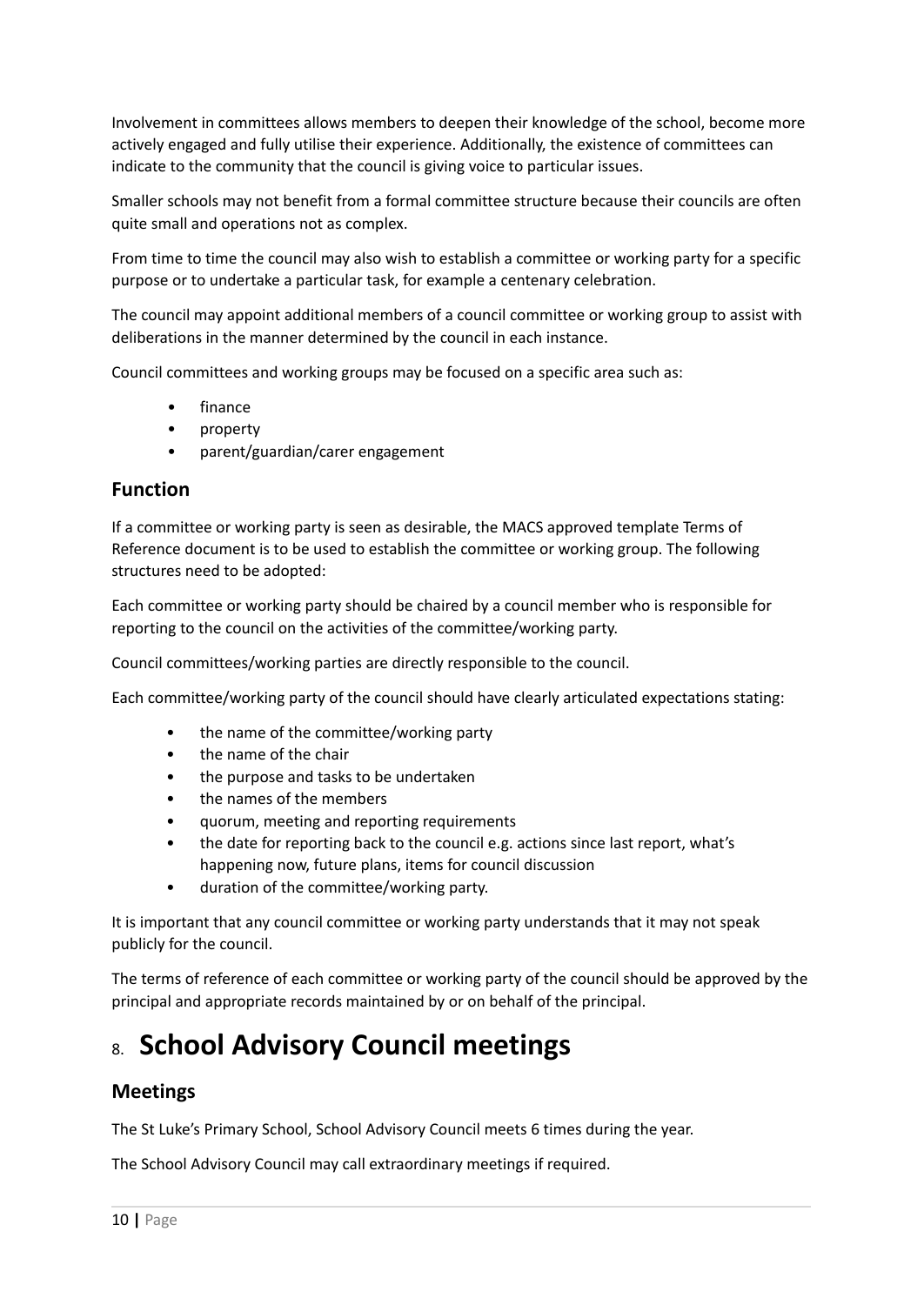Involvement in committees allows members to deepen their knowledge of the school, become more actively engaged and fully utilise their experience. Additionally, the existence of committees can indicate to the community that the council is giving voice to particular issues.

Smaller schools may not benefit from a formal committee structure because their councils are often quite small and operations not as complex.

From time to time the council may also wish to establish a committee or working party for a specific purpose or to undertake a particular task, for example a centenary celebration.

The council may appoint additional members of a council committee or working group to assist with deliberations in the manner determined by the council in each instance.

Council committees and working groups may be focused on a specific area such as:

- finance
- property
- parent/guardian/carer engagement

### Function

If a committee or working party is seen as desirable, the MACS approved template Terms of Reference document is to be used to establish the committee or working group. The following structures need to be adopted:

Each committee or working party should be chaired by a council member who is responsible for reporting to the council on the activities of the committee/working party.

Council committees/working parties are directly responsible to the council.

Each committee/working party of the council should have clearly articulated expectations stating:

- the name of the committee/working party
- the name of the chair
- the purpose and tasks to be undertaken
- the names of the members
- quorum, meeting and reporting requirements
- the date for reporting back to the council e.g. actions since last report, what's happening now, future plans, items for council discussion
- duration of the committee/working party.

It is important that any council committee or working party understands that it may not speak publicly for the council.

The terms of reference of each committee or working party of the council should be approved by the principal and appropriate records maintained by or on behalf of the principal.

## 8. School Advisory Council meetings

### Meetings

The St Luke's Primary School, School Advisory Council meets 6 times during the year.

The School Advisory Council may call extraordinary meetings if required.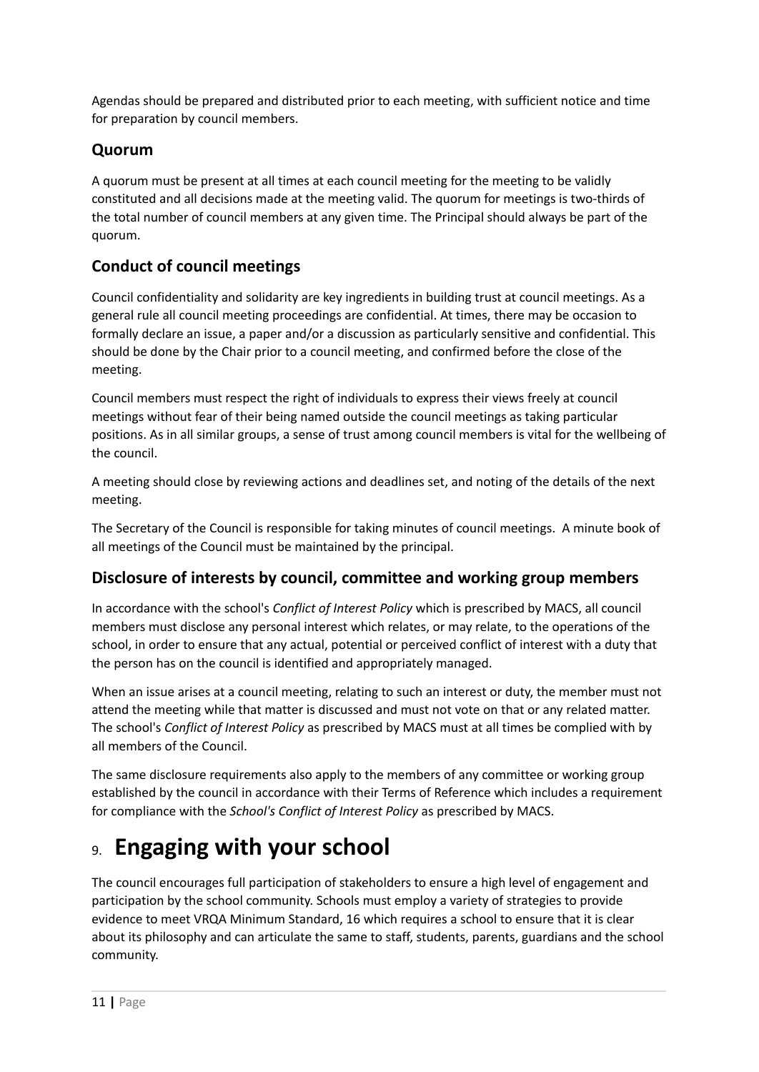Agendas should be prepared and distributed prior to each meeting, with sufficient notice and time for preparation by council members.

### Quorum

A quorum must be present at all times at each council meeting for the meeting to be validly constituted and all decisions made at the meeting valid. The quorum for meetings is two-thirds of the total number of council members at any given time. The Principal should always be part of the quorum.

### Conduct of council meetings

Council confidentiality and solidarity are key ingredients in building trust at council meetings. As a general rule all council meeting proceedings are confidential. At times, there may be occasion to formally declare an issue, a paper and/or a discussion as particularly sensitive and confidential. This should be done by the Chair prior to a council meeting, and confirmed before the close of the meeting.

Council members must respect the right of individuals to express their views freely at council meetings without fear of their being named outside the council meetings as taking particular positions. As in all similar groups, a sense of trust among council members is vital for the wellbeing of the council.

A meeting should close by reviewing actions and deadlines set, and noting of the details of the next meeting.

The Secretary of the Council is responsible for taking minutes of council meetings. A minute book of all meetings of the Council must be maintained by the principal.

### Disclosure of interests by council, committee and working group members

In accordance with the school's *Conflict of Interest Policy* which is prescribed by MACS, all council members must disclose any personal interest which relates, or may relate, to the operations of the school, in order to ensure that any actual, potential or perceived conflict of interest with a duty that the person has on the council is identified and appropriately managed.

When an issue arises at a council meeting, relating to such an interest or duty, the member must not attend the meeting while that matter is discussed and must not vote on that or any related matter. The school's *Conflict of Interest Policy* as prescribed by MACS must at all times be complied with by all members of the Council.

The same disclosure requirements also apply to the members of any committee or working group established by the council in accordance with their Terms of Reference which includes a requirement for compliance with the *School's Conflict of Interest Policy* as prescribed by MACS.

## 9. Engaging with your school

The council encourages full participation of stakeholders to ensure a high level of engagement and participation by the school community. Schools must employ a variety of strategies to provide evidence to meet VRQA Minimum Standard, 16 which requires a school to ensure that it is clear about its philosophy and can articulate the same to staff, students, parents, guardians and the school community.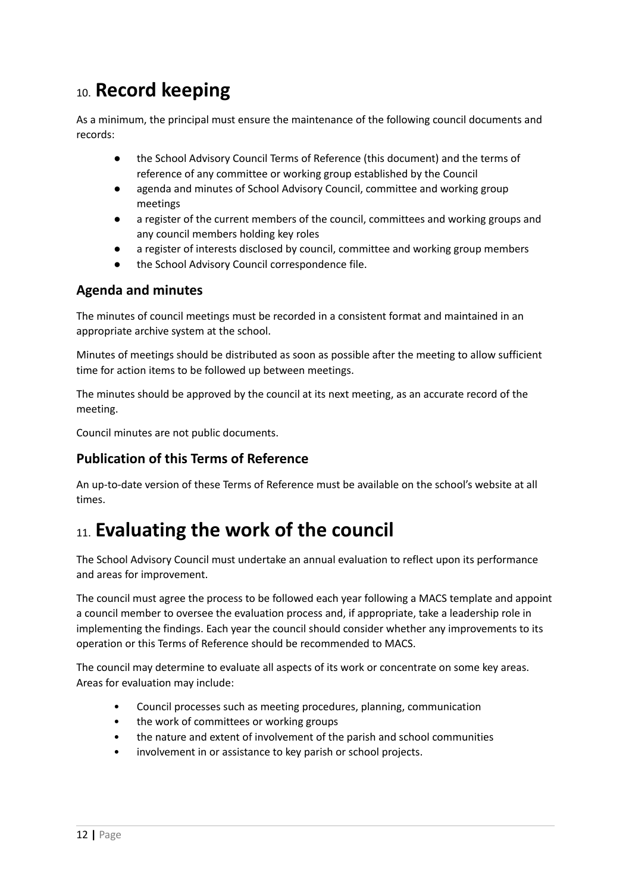# 10. Record keeping

As a minimum, the principal must ensure the maintenance of the following council documents and records:

- the School Advisory Council Terms of Reference (this document) and the terms of reference of any committee or working group established by the Council
- agenda and minutes of School Advisory Council, committee and working group meetings
- a register of the current members of the council, committees and working groups and any council members holding key roles
- a register of interests disclosed by council, committee and working group members
- the School Advisory Council correspondence file.

## Agenda and minutes

The minutes of council meetings must be recorded in a consistent format and maintained in an appropriate archive system at the school.

Minutes of meetings should be distributed as soon as possible after the meeting to allow sufficient time for action items to be followed up between meetings.

The minutes should be approved by the council at its next meeting, as an accurate record of the meeting.

Council minutes are not public documents.

## Publication of this Terms of Reference

An up-to-date version of these Terms of Reference must be available on the school's website at all times.

# 11. Evaluating the work of the council

The School Advisory Council must undertake an annual evaluation to reflect upon its performance and areas for improvement.

The council must agree the process to be followed each year following a MACS template and appoint a council member to oversee the evaluation process and, if appropriate, take a leadership role in implementing the findings. Each year the council should consider whether any improvements to its operation or this Terms of Reference should be recommended to MACS.

The council may determine to evaluate all aspects of its work or concentrate on some key areas. Areas for evaluation may include:

- Council processes such as meeting procedures, planning, communication
- the work of committees or working groups
- the nature and extent of involvement of the parish and school communities
- involvement in or assistance to key parish or school projects.